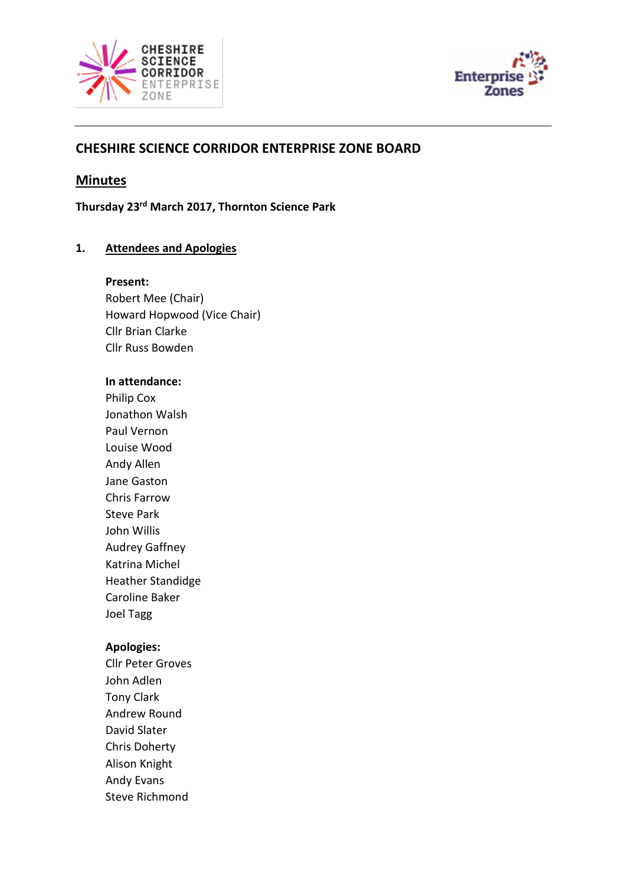# CHESHIRE SCIENCE CORRIDOR ENTERPRISE ZONE BOARD

## Minutes

**Thursday 23rd March 2017, Thornton Science Park**

### 1. Attendees and Apologies

**Present:**

Robert Mee (Chair)
Howard Hopwood (Vice Chair)
Cllr Brian Clarke
Cllr Russ Bowden

**In attendance:**

Philip Cox
Jonathon Walsh
Paul Vernon
Louise Wood
Andy Allen
Jane Gaston
Chris Farrow
Steve Park
John Willis
Audrey Gaffney
Katrina Michel
Heather Standidge
Caroline Baker
Joel Tagg

**Apologies:**

Cllr Peter Groves
John Adlen
Tony Clark
Andrew Round
David Slater
Chris Doherty
Alison Knight
Andy Evans
Steve Richmond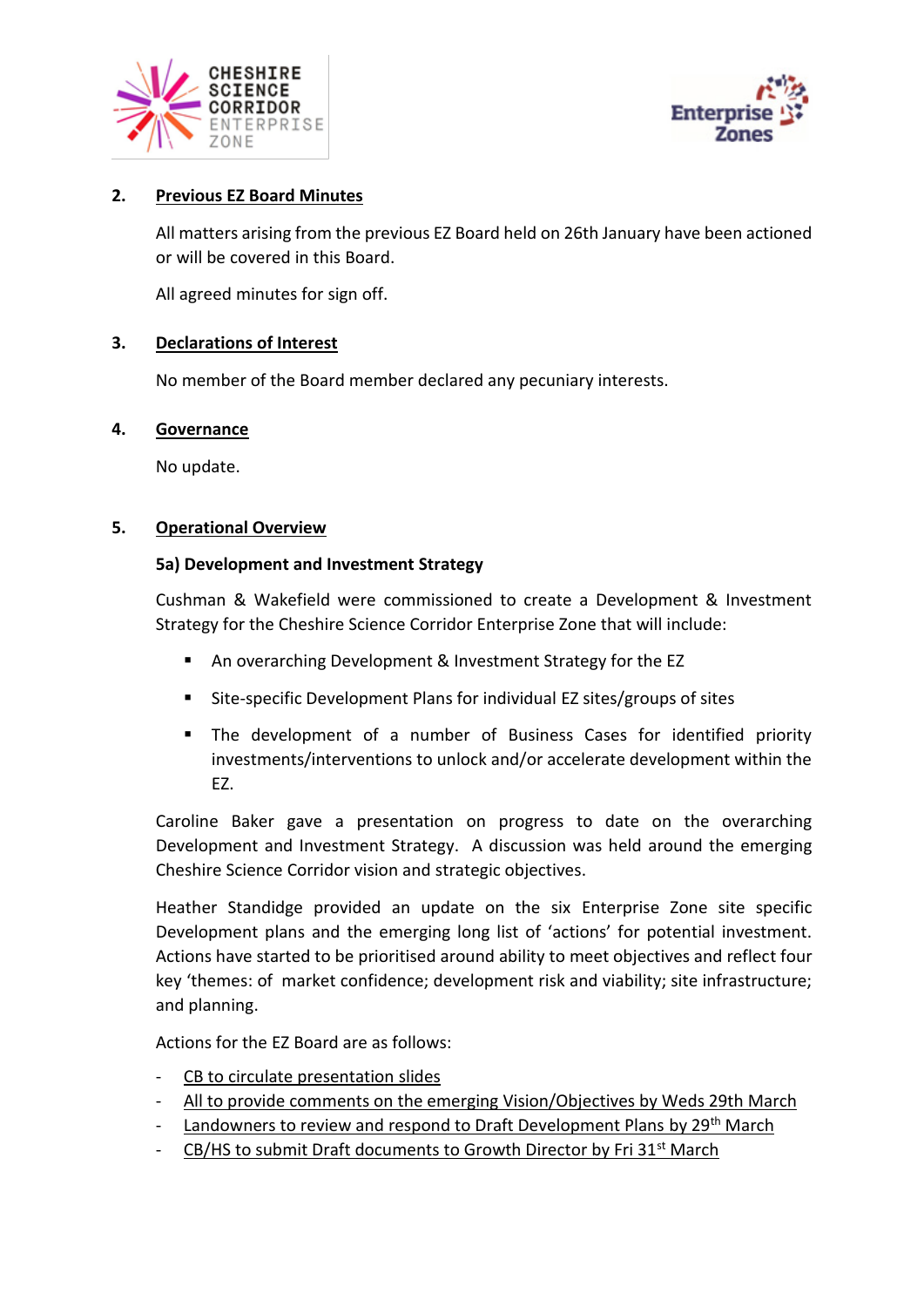## 2. Previous EZ Board Minutes

All matters arising from the previous EZ Board held on 26th January have been actioned or will be covered in this Board.

All agreed minutes for sign off.

## 3. Declarations of Interest

No member of the Board member declared any pecuniary interests.

## 4. Governance

No update.

## 5. Operational Overview

### 5a) Development and Investment Strategy

Cushman & Wakefield were commissioned to create a Development & Investment Strategy for the Cheshire Science Corridor Enterprise Zone that will include:

- An overarching Development & Investment Strategy for the EZ
- Site-specific Development Plans for individual EZ sites/groups of sites
- The development of a number of Business Cases for identified priority investments/interventions to unlock and/or accelerate development within the EZ.

Caroline Baker gave a presentation on progress to date on the overarching Development and Investment Strategy. A discussion was held around the emerging Cheshire Science Corridor vision and strategic objectives.

Heather Standidge provided an update on the six Enterprise Zone site specific Development plans and the emerging long list of 'actions' for potential investment. Actions have started to be prioritised around ability to meet objectives and reflect four key 'themes: of market confidence; development risk and viability; site infrastructure; and planning.

Actions for the EZ Board are as follows:

- CB to circulate presentation slides
- All to provide comments on the emerging Vision/Objectives by Weds 29th March
- Landowners to review and respond to Draft Development Plans by 29th March
- CB/HS to submit Draft documents to Growth Director by Fri 31st March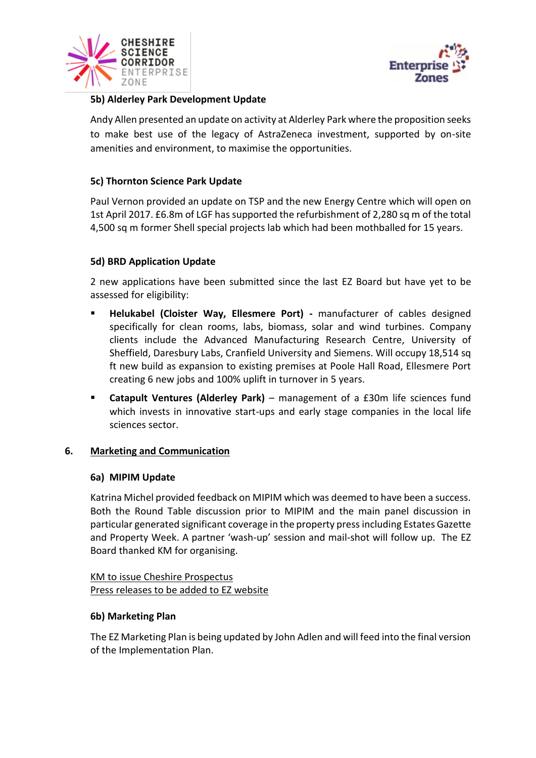### 5b) Alderley Park Development Update

Andy Allen presented an update on activity at Alderley Park where the proposition seeks to make best use of the legacy of AstraZeneca investment, supported by on-site amenities and environment, to maximise the opportunities.

### 5c) Thornton Science Park Update

Paul Vernon provided an update on TSP and the new Energy Centre which will open on 1st April 2017. £6.8m of LGF has supported the refurbishment of 2,280 sq m of the total 4,500 sq m former Shell special projects lab which had been mothballed for 15 years.

### 5d) BRD Application Update

2 new applications have been submitted since the last EZ Board but have yet to be assessed for eligibility:

- **Helukabel (Cloister Way, Ellesmere Port) -** manufacturer of cables designed specifically for clean rooms, labs, biomass, solar and wind turbines. Company clients include the Advanced Manufacturing Research Centre, University of Sheffield, Daresbury Labs, Cranfield University and Siemens. Will occupy 18,514 sq ft new build as expansion to existing premises at Poole Hall Road, Ellesmere Port creating 6 new jobs and 100% uplift in turnover in 5 years.
- **Catapult Ventures (Alderley Park)** – management of a £30m life sciences fund which invests in innovative start-ups and early stage companies in the local life sciences sector.

## 6. Marketing and Communication

### 6a) MIPIM Update

Katrina Michel provided feedback on MIPIM which was deemed to have been a success. Both the Round Table discussion prior to MIPIM and the main panel discussion in particular generated significant coverage in the property press including Estates Gazette and Property Week. A partner 'wash-up' session and mail-shot will follow up. The EZ Board thanked KM for organising.

KM to issue Cheshire Prospectus
Press releases to be added to EZ website

### 6b) Marketing Plan

The EZ Marketing Plan is being updated by John Adlen and will feed into the final version of the Implementation Plan.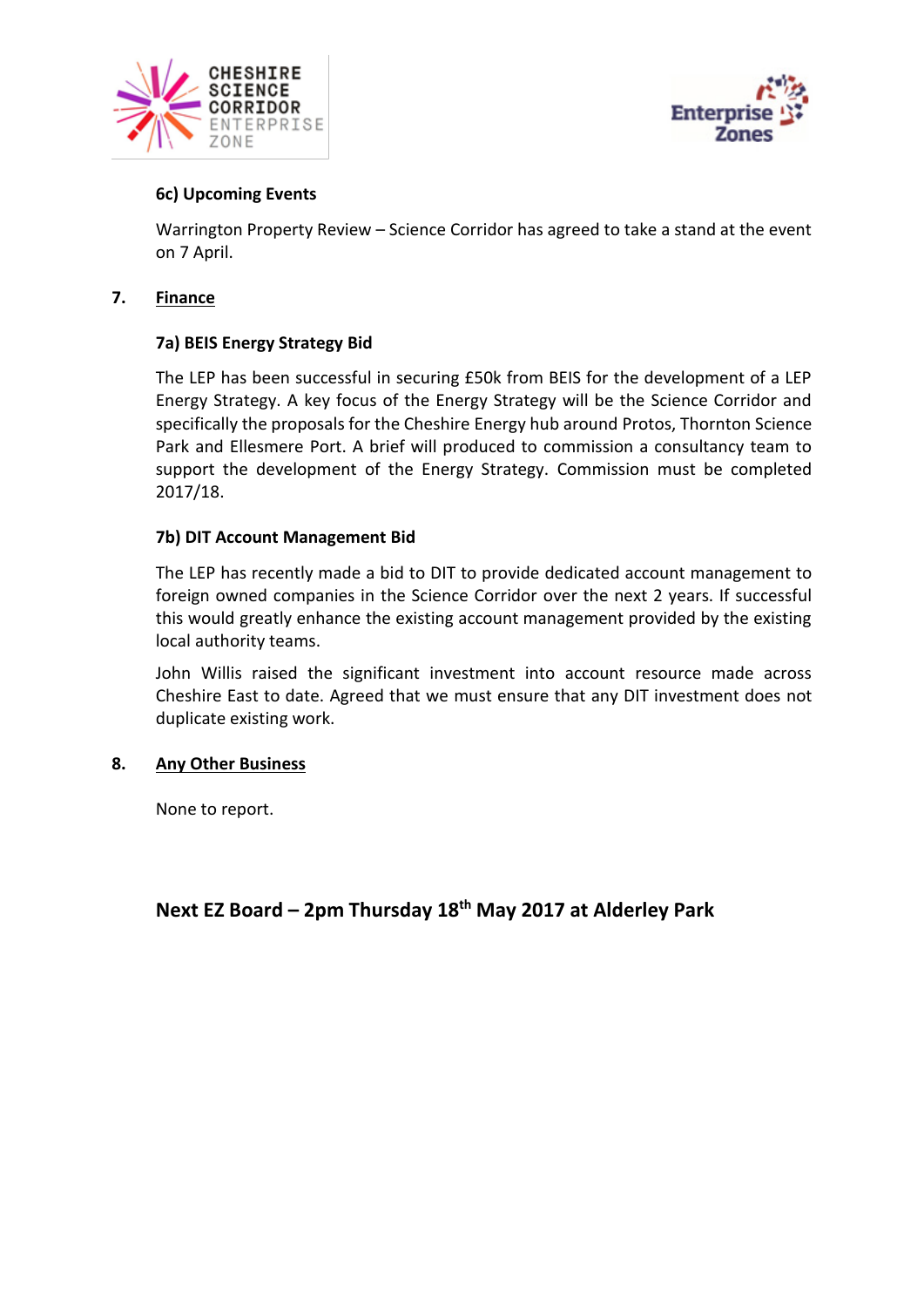#### 6c) Upcoming Events

Warrington Property Review – Science Corridor has agreed to take a stand at the event on 7 April.

## 7. Finance

#### 7a) BEIS Energy Strategy Bid

The LEP has been successful in securing £50k from BEIS for the development of a LEP Energy Strategy. A key focus of the Energy Strategy will be the Science Corridor and specifically the proposals for the Cheshire Energy hub around Protos, Thornton Science Park and Ellesmere Port. A brief will produced to commission a consultancy team to support the development of the Energy Strategy. Commission must be completed 2017/18.

#### 7b) DIT Account Management Bid

The LEP has recently made a bid to DIT to provide dedicated account management to foreign owned companies in the Science Corridor over the next 2 years. If successful this would greatly enhance the existing account management provided by the existing local authority teams.

John Willis raised the significant investment into account resource made across Cheshire East to date. Agreed that we must ensure that any DIT investment does not duplicate existing work.

## 8. Any Other Business

None to report.

### Next EZ Board – 2pm Thursday 18th May 2017 at Alderley Park